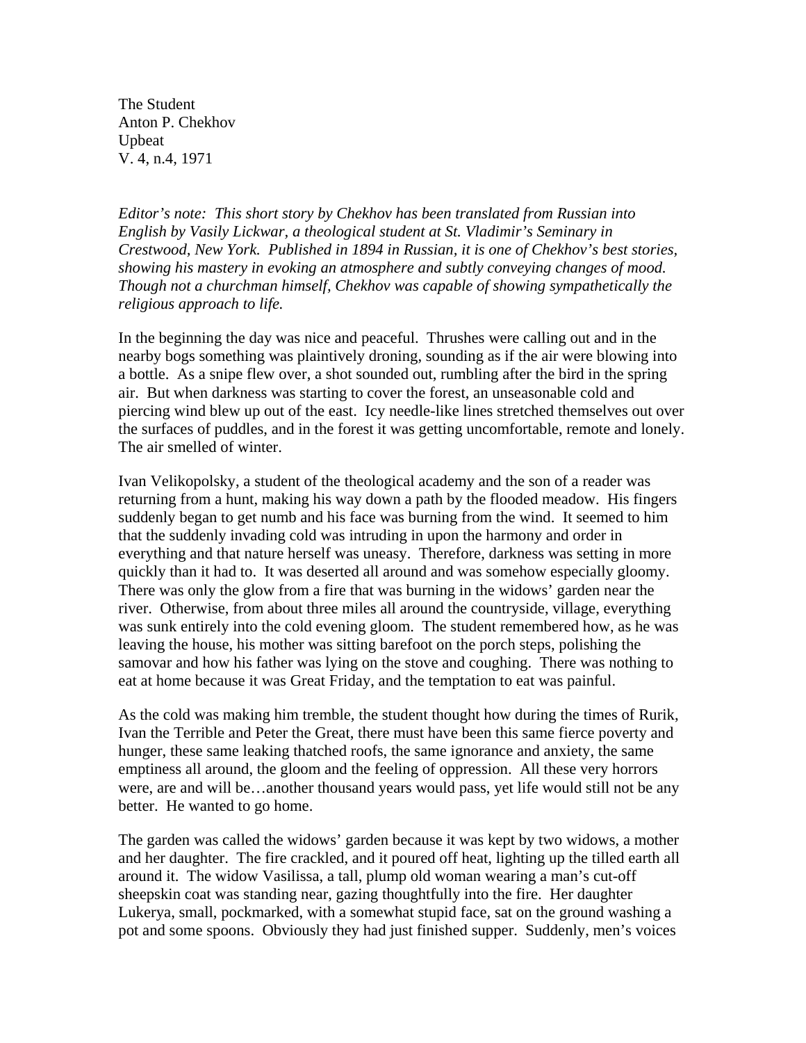The Student
Anton P. Chekhov
Upbeat
V. 4, n.4, 1971

*Editor's note: This short story by Chekhov has been translated from Russian into English by Vasily Lickwar, a theological student at St. Vladimir's Seminary in Crestwood, New York. Published in 1894 in Russian, it is one of Chekhov's best stories, showing his mastery in evoking an atmosphere and subtly conveying changes of mood. Though not a churchman himself, Chekhov was capable of showing sympathetically the religious approach to life.*

In the beginning the day was nice and peaceful. Thrushes were calling out and in the nearby bogs something was plaintively droning, sounding as if the air were blowing into a bottle. As a snipe flew over, a shot sounded out, rumbling after the bird in the spring air. But when darkness was starting to cover the forest, an unseasonable cold and piercing wind blew up out of the east. Icy needle-like lines stretched themselves out over the surfaces of puddles, and in the forest it was getting uncomfortable, remote and lonely. The air smelled of winter.

Ivan Velikopolsky, a student of the theological academy and the son of a reader was returning from a hunt, making his way down a path by the flooded meadow. His fingers suddenly began to get numb and his face was burning from the wind. It seemed to him that the suddenly invading cold was intruding in upon the harmony and order in everything and that nature herself was uneasy. Therefore, darkness was setting in more quickly than it had to. It was deserted all around and was somehow especially gloomy. There was only the glow from a fire that was burning in the widows' garden near the river. Otherwise, from about three miles all around the countryside, village, everything was sunk entirely into the cold evening gloom. The student remembered how, as he was leaving the house, his mother was sitting barefoot on the porch steps, polishing the samovar and how his father was lying on the stove and coughing. There was nothing to eat at home because it was Great Friday, and the temptation to eat was painful.

As the cold was making him tremble, the student thought how during the times of Rurik, Ivan the Terrible and Peter the Great, there must have been this same fierce poverty and hunger, these same leaking thatched roofs, the same ignorance and anxiety, the same emptiness all around, the gloom and the feeling of oppression. All these very horrors were, are and will be…another thousand years would pass, yet life would still not be any better. He wanted to go home.

The garden was called the widows' garden because it was kept by two widows, a mother and her daughter. The fire crackled, and it poured off heat, lighting up the tilled earth all around it. The widow Vasilissa, a tall, plump old woman wearing a man's cut-off sheepskin coat was standing near, gazing thoughtfully into the fire. Her daughter Lukerya, small, pockmarked, with a somewhat stupid face, sat on the ground washing a pot and some spoons. Obviously they had just finished supper. Suddenly, men's voices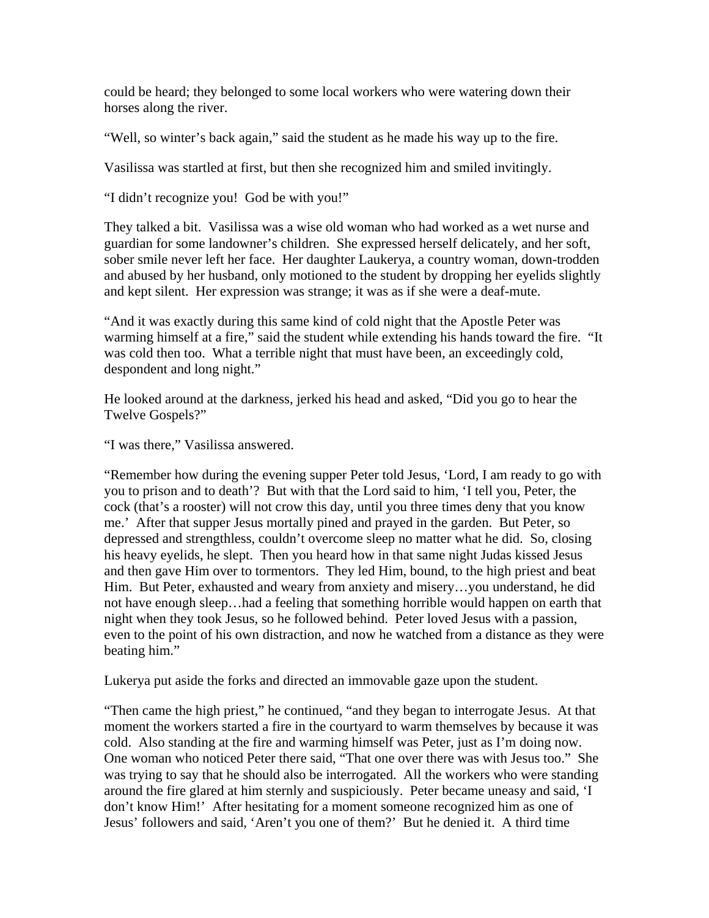could be heard; they belonged to some local workers who were watering down their horses along the river.

"Well, so winter's back again," said the student as he made his way up to the fire.

Vasilissa was startled at first, but then she recognized him and smiled invitingly.

"I didn't recognize you!  God be with you!"

They talked a bit.  Vasilissa was a wise old woman who had worked as a wet nurse and guardian for some landowner's children.  She expressed herself delicately, and her soft, sober smile never left her face.  Her daughter Laukerya, a country woman, down-trodden and abused by her husband, only motioned to the student by dropping her eyelids slightly and kept silent.  Her expression was strange; it was as if she were a deaf-mute.

"And it was exactly during this same kind of cold night that the Apostle Peter was warming himself at a fire," said the student while extending his hands toward the fire.  "It was cold then too.  What a terrible night that must have been, an exceedingly cold, despondent and long night."

He looked around at the darkness, jerked his head and asked, "Did you go to hear the Twelve Gospels?"

"I was there," Vasilissa answered.

"Remember how during the evening supper Peter told Jesus, 'Lord, I am ready to go with you to prison and to death'?  But with that the Lord said to him, 'I tell you, Peter, the cock (that's a rooster) will not crow this day, until you three times deny that you know me.'  After that supper Jesus mortally pined and prayed in the garden.  But Peter, so depressed and strengthless, couldn't overcome sleep no matter what he did.  So, closing his heavy eyelids, he slept.  Then you heard how in that same night Judas kissed Jesus and then gave Him over to tormentors.  They led Him, bound, to the high priest and beat Him.  But Peter, exhausted and weary from anxiety and misery…you understand, he did not have enough sleep…had a feeling that something horrible would happen on earth that night when they took Jesus, so he followed behind.  Peter loved Jesus with a passion, even to the point of his own distraction, and now he watched from a distance as they were beating him."

Lukerya put aside the forks and directed an immovable gaze upon the student.

"Then came the high priest," he continued, "and they began to interrogate Jesus.  At that moment the workers started a fire in the courtyard to warm themselves by because it was cold.  Also standing at the fire and warming himself was Peter, just as I'm doing now.  One woman who noticed Peter there said, "That one over there was with Jesus too."  She was trying to say that he should also be interrogated.  All the workers who were standing around the fire glared at him sternly and suspiciously.  Peter became uneasy and said, 'I don't know Him!'  After hesitating for a moment someone recognized him as one of Jesus' followers and said, 'Aren't you one of them?'  But he denied it.  A third time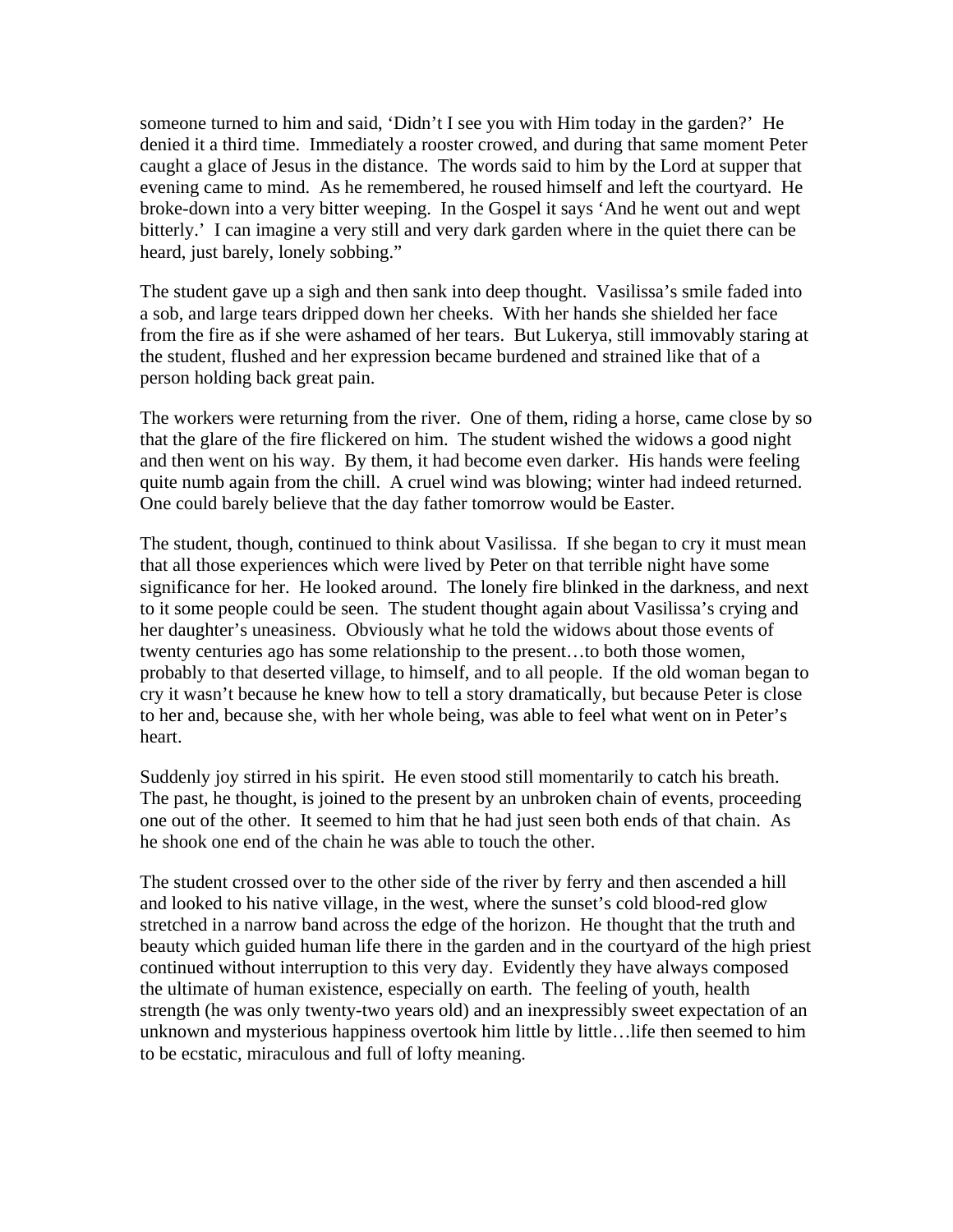someone turned to him and said, 'Didn't I see you with Him today in the garden?' He denied it a third time. Immediately a rooster crowed, and during that same moment Peter caught a glace of Jesus in the distance. The words said to him by the Lord at supper that evening came to mind. As he remembered, he roused himself and left the courtyard. He broke-down into a very bitter weeping. In the Gospel it says 'And he went out and wept bitterly.' I can imagine a very still and very dark garden where in the quiet there can be heard, just barely, lonely sobbing."

The student gave up a sigh and then sank into deep thought. Vasilissa's smile faded into a sob, and large tears dripped down her cheeks. With her hands she shielded her face from the fire as if she were ashamed of her tears. But Lukerya, still immovably staring at the student, flushed and her expression became burdened and strained like that of a person holding back great pain.

The workers were returning from the river. One of them, riding a horse, came close by so that the glare of the fire flickered on him. The student wished the widows a good night and then went on his way. By them, it had become even darker. His hands were feeling quite numb again from the chill. A cruel wind was blowing; winter had indeed returned. One could barely believe that the day father tomorrow would be Easter.

The student, though, continued to think about Vasilissa. If she began to cry it must mean that all those experiences which were lived by Peter on that terrible night have some significance for her. He looked around. The lonely fire blinked in the darkness, and next to it some people could be seen. The student thought again about Vasilissa's crying and her daughter's uneasiness. Obviously what he told the widows about those events of twenty centuries ago has some relationship to the present…to both those women, probably to that deserted village, to himself, and to all people. If the old woman began to cry it wasn't because he knew how to tell a story dramatically, but because Peter is close to her and, because she, with her whole being, was able to feel what went on in Peter's heart.

Suddenly joy stirred in his spirit. He even stood still momentarily to catch his breath. The past, he thought, is joined to the present by an unbroken chain of events, proceeding one out of the other. It seemed to him that he had just seen both ends of that chain. As he shook one end of the chain he was able to touch the other.

The student crossed over to the other side of the river by ferry and then ascended a hill and looked to his native village, in the west, where the sunset's cold blood-red glow stretched in a narrow band across the edge of the horizon. He thought that the truth and beauty which guided human life there in the garden and in the courtyard of the high priest continued without interruption to this very day. Evidently they have always composed the ultimate of human existence, especially on earth. The feeling of youth, health strength (he was only twenty-two years old) and an inexpressibly sweet expectation of an unknown and mysterious happiness overtook him little by little…life then seemed to him to be ecstatic, miraculous and full of lofty meaning.